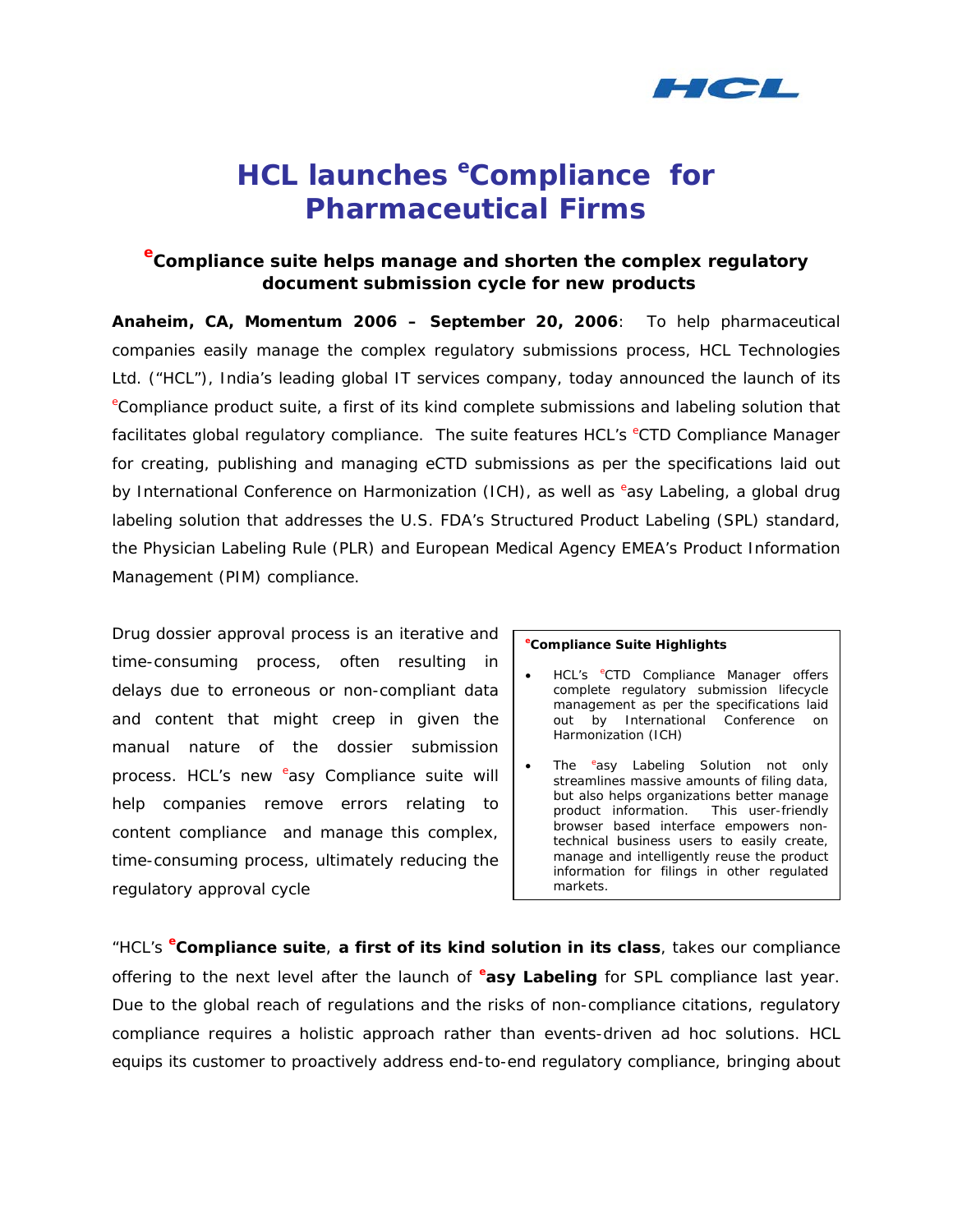# HCL launches eCompliance for Pharmaceutical Firms

## eCompliance suite helps manage and shorten the complex regulatory document submission cycle for new products

**Anaheim, CA, Momentum 2006 – September 20, 2006**: To help pharmaceutical companies easily manage the complex regulatory submissions process, HCL Technologies Ltd. ("HCL"), India's leading global IT services company, today announced the launch of its eCompliance product suite, a first of its kind complete submissions and labeling solution that facilitates global regulatory compliance. The suite features HCL's eCTD Compliance Manager for creating, publishing and managing eCTD submissions as per the specifications laid out by International Conference on Harmonization (ICH), as well as easy Labeling, a global drug labeling solution that addresses the U.S. FDA's Structured Product Labeling (SPL) standard, the Physician Labeling Rule (PLR) and European Medical Agency EMEA's Product Information Management (PIM) compliance.

Drug dossier approval process is an iterative and time-consuming process, often resulting in delays due to erroneous or non-compliant data and content that might creep in given the manual nature of the dossier submission process. HCL's new easy Compliance suite will help companies remove errors relating to content compliance and manage this complex, time-consuming process, ultimately reducing the regulatory approval cycle

> **eCompliance Suite Highlights**
>
> - HCL's eCTD Compliance Manager offers complete regulatory submission lifecycle management as per the specifications laid out by International Conference on Harmonization (ICH)
> - The easy Labeling Solution not only streamlines massive amounts of filing data, but also helps organizations better manage product information. This user-friendly browser based interface empowers non-technical business users to easily create, manage and intelligently reuse the product information for filings in other regulated markets.

"HCL's **eCompliance suite**, **a first of its kind solution in its class**, takes our compliance offering to the next level after the launch of **easy Labeling** for SPL compliance last year. Due to the global reach of regulations and the risks of non-compliance citations, regulatory compliance requires a holistic approach rather than events-driven ad hoc solutions. HCL equips its customer to proactively address end-to-end regulatory compliance, bringing about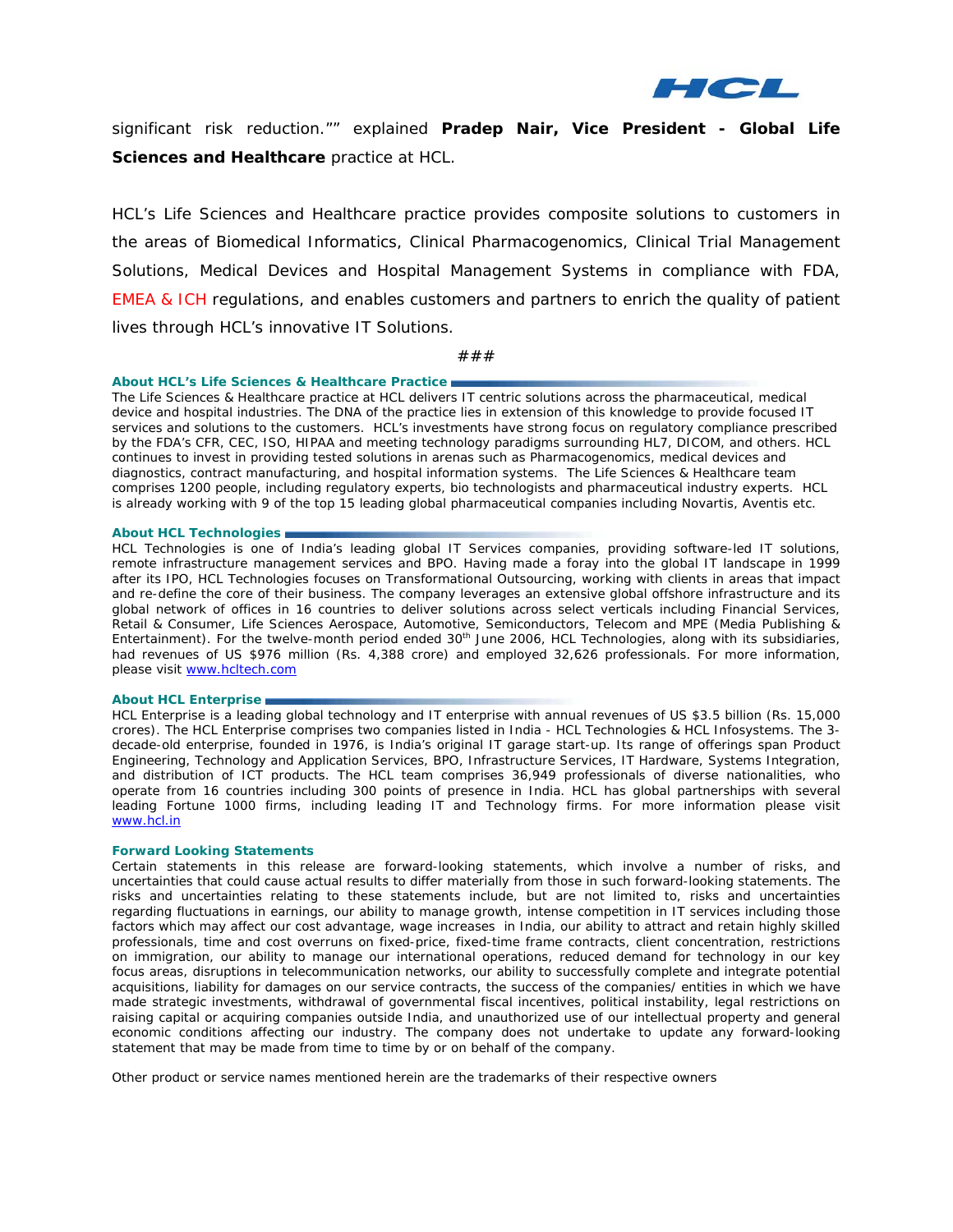significant risk reduction."" explained **Pradep Nair, Vice President - Global Life Sciences and Healthcare** practice at HCL.

HCL's Life Sciences and Healthcare practice provides composite solutions to customers in the areas of Biomedical Informatics, Clinical Pharmacogenomics, Clinical Trial Management Solutions, Medical Devices and Hospital Management Systems in compliance with FDA, EMEA & ICH regulations, and enables customers and partners to enrich the quality of patient lives through HCL's innovative IT Solutions.

###

**About HCL's Life Sciences & Healthcare Practice**

The Life Sciences & Healthcare practice at HCL delivers IT centric solutions across the pharmaceutical, medical device and hospital industries. The DNA of the practice lies in extension of this knowledge to provide focused IT services and solutions to the customers. HCL's investments have strong focus on regulatory compliance prescribed by the FDA's CFR, CEC, ISO, HIPAA and meeting technology paradigms surrounding HL7, DICOM, and others. HCL continues to invest in providing tested solutions in arenas such as Pharmacogenomics, medical devices and diagnostics, contract manufacturing, and hospital information systems. The Life Sciences & Healthcare team comprises 1200 people, including regulatory experts, bio technologists and pharmaceutical industry experts. HCL is already working with 9 of the top 15 leading global pharmaceutical companies including Novartis, Aventis etc.

**About HCL Technologies**

HCL Technologies is one of India's leading global IT Services companies, providing software-led IT solutions, remote infrastructure management services and BPO. Having made a foray into the global IT landscape in 1999 after its IPO, HCL Technologies focuses on Transformational Outsourcing, working with clients in areas that impact and re-define the core of their business. The company leverages an extensive global offshore infrastructure and its global network of offices in 16 countries to deliver solutions across select verticals including Financial Services, Retail & Consumer, Life Sciences Aerospace, Automotive, Semiconductors, Telecom and MPE (Media Publishing & Entertainment). For the twelve-month period ended 30th June 2006, HCL Technologies, along with its subsidiaries, had revenues of US $976 million (Rs. 4,388 crore) and employed 32,626 professionals. For more information, please visit www.hcltech.com

**About HCL Enterprise**

HCL Enterprise is a leading global technology and IT enterprise with annual revenues of US $3.5 billion (Rs. 15,000 crores). The HCL Enterprise comprises two companies listed in India - HCL Technologies & HCL Infosystems. The 3-decade-old enterprise, founded in 1976, is India's original IT garage start-up. Its range of offerings span Product Engineering, Technology and Application Services, BPO, Infrastructure Services, IT Hardware, Systems Integration, and distribution of ICT products. The HCL team comprises 36,949 professionals of diverse nationalities, who operate from 16 countries including 300 points of presence in India. HCL has global partnerships with several leading Fortune 1000 firms, including leading IT and Technology firms. For more information please visit www.hcl.in

**Forward Looking Statements**

Certain statements in this release are forward-looking statements, which involve a number of risks, and uncertainties that could cause actual results to differ materially from those in such forward-looking statements. The risks and uncertainties relating to these statements include, but are not limited to, risks and uncertainties regarding fluctuations in earnings, our ability to manage growth, intense competition in IT services including those factors which may affect our cost advantage, wage increases in India, our ability to attract and retain highly skilled professionals, time and cost overruns on fixed-price, fixed-time frame contracts, client concentration, restrictions on immigration, our ability to manage our international operations, reduced demand for technology in our key focus areas, disruptions in telecommunication networks, our ability to successfully complete and integrate potential acquisitions, liability for damages on our service contracts, the success of the companies/ entities in which we have made strategic investments, withdrawal of governmental fiscal incentives, political instability, legal restrictions on raising capital or acquiring companies outside India, and unauthorized use of our intellectual property and general economic conditions affecting our industry. The company does not undertake to update any forward-looking statement that may be made from time to time by or on behalf of the company.

Other product or service names mentioned herein are the trademarks of their respective owners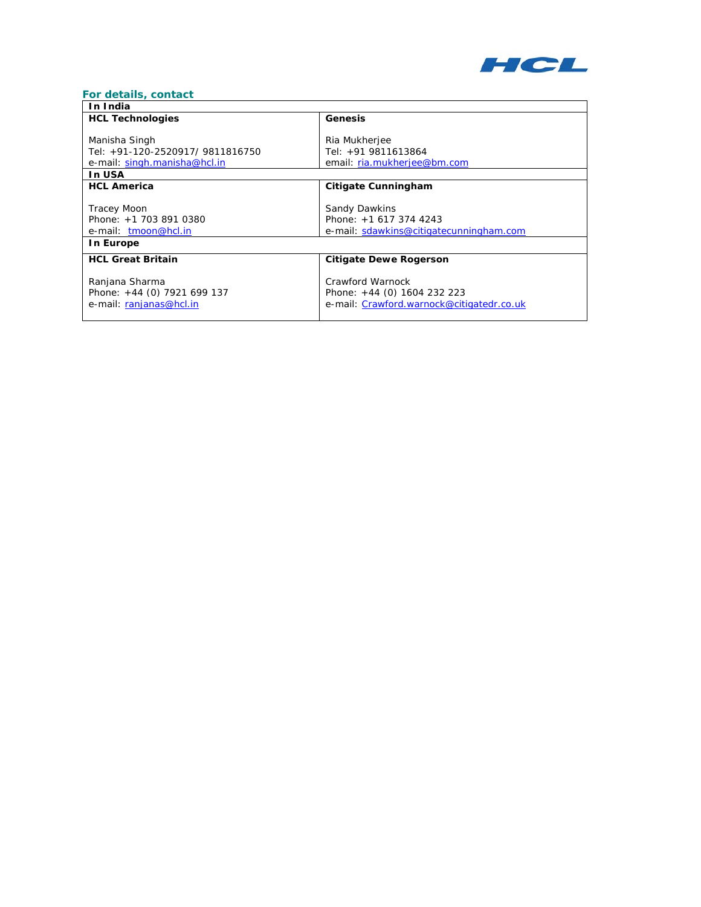## For details, contact

| | |
|---|---|
| **In India** | |
| **HCL Technologies**<br><br>Manisha Singh<br>Tel: +91-120-2520917/ 9811816750<br>e-mail: singh.manisha@hcl.in | **Genesis**<br><br>Ria Mukherjee<br>Tel: +91 9811613864<br>email: ria.mukherjee@bm.com |
| **In USA** | |
| **HCL America**<br><br>Tracey Moon<br>Phone: +1 703 891 0380<br>e-mail: tmoon@hcl.in | **Citigate Cunningham**<br><br>Sandy Dawkins<br>Phone: +1 617 374 4243<br>e-mail: sdawkins@citigatecunningham.com |
| **In Europe** | |
| **HCL Great Britain**<br><br>Ranjana Sharma<br>Phone: +44 (0) 7921 699 137<br>e-mail: ranjanas@hcl.in | **Citigate Dewe Rogerson**<br><br>Crawford Warnock<br>Phone: +44 (0) 1604 232 223<br>e-mail: Crawford.warnock@citigatedr.co.uk |